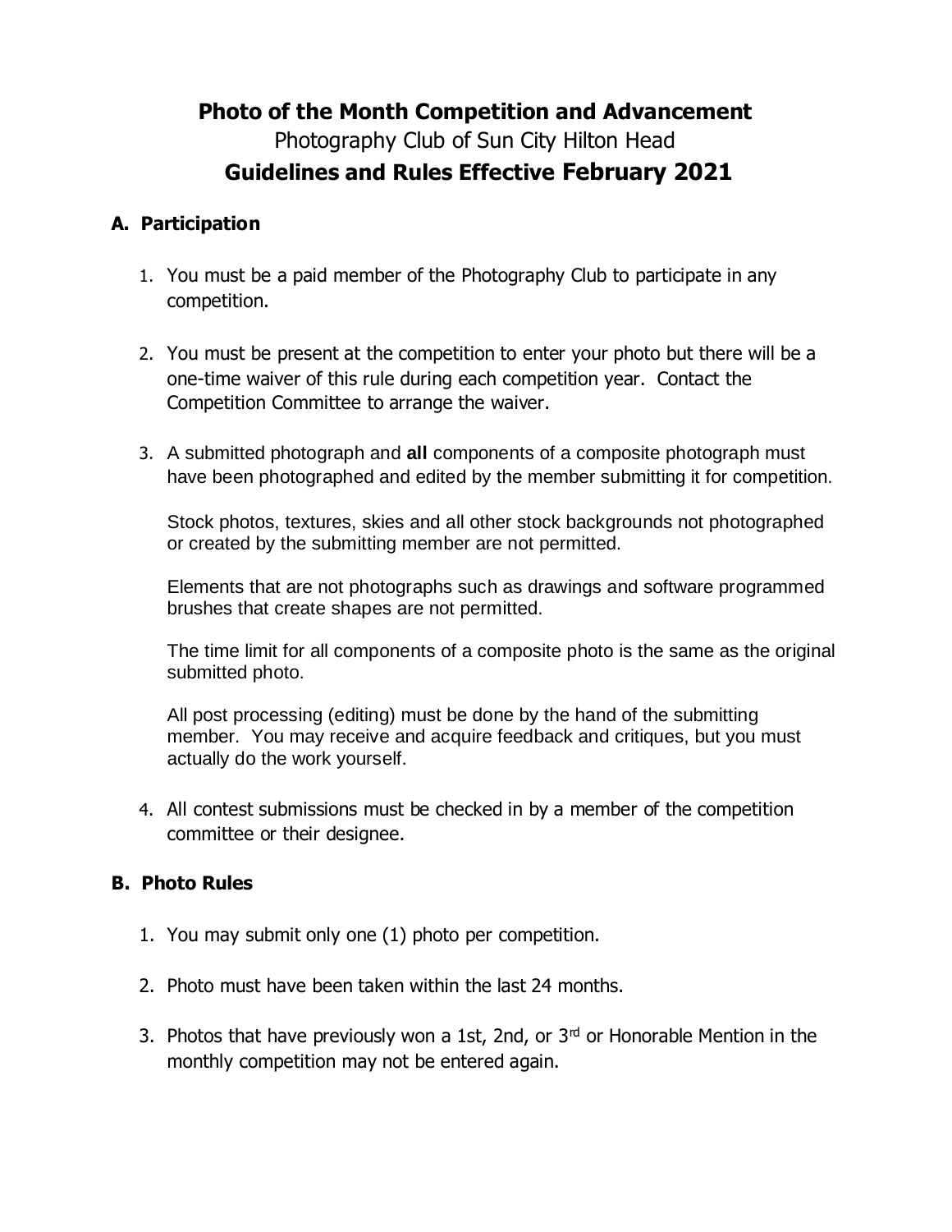# Photo of the Month Competition and Advancement

Photography Club of Sun City Hilton Head

## Guidelines and Rules Effective February 2021

### A. Participation

1. You must be a paid member of the Photography Club to participate in any competition.

2. You must be present at the competition to enter your photo but there will be a one-time waiver of this rule during each competition year. Contact the Competition Committee to arrange the waiver.

3. A submitted photograph and **all** components of a composite photograph must have been photographed and edited by the member submitting it for competition.

   Stock photos, textures, skies and all other stock backgrounds not photographed or created by the submitting member are not permitted.

   Elements that are not photographs such as drawings and software programmed brushes that create shapes are not permitted.

   The time limit for all components of a composite photo is the same as the original submitted photo.

   All post processing (editing) must be done by the hand of the submitting member. You may receive and acquire feedback and critiques, but you must actually do the work yourself.

4. All contest submissions must be checked in by a member of the competition committee or their designee.

### B. Photo Rules

1. You may submit only one (1) photo per competition.

2. Photo must have been taken within the last 24 months.

3. Photos that have previously won a 1st, 2nd, or 3rd or Honorable Mention in the monthly competition may not be entered again.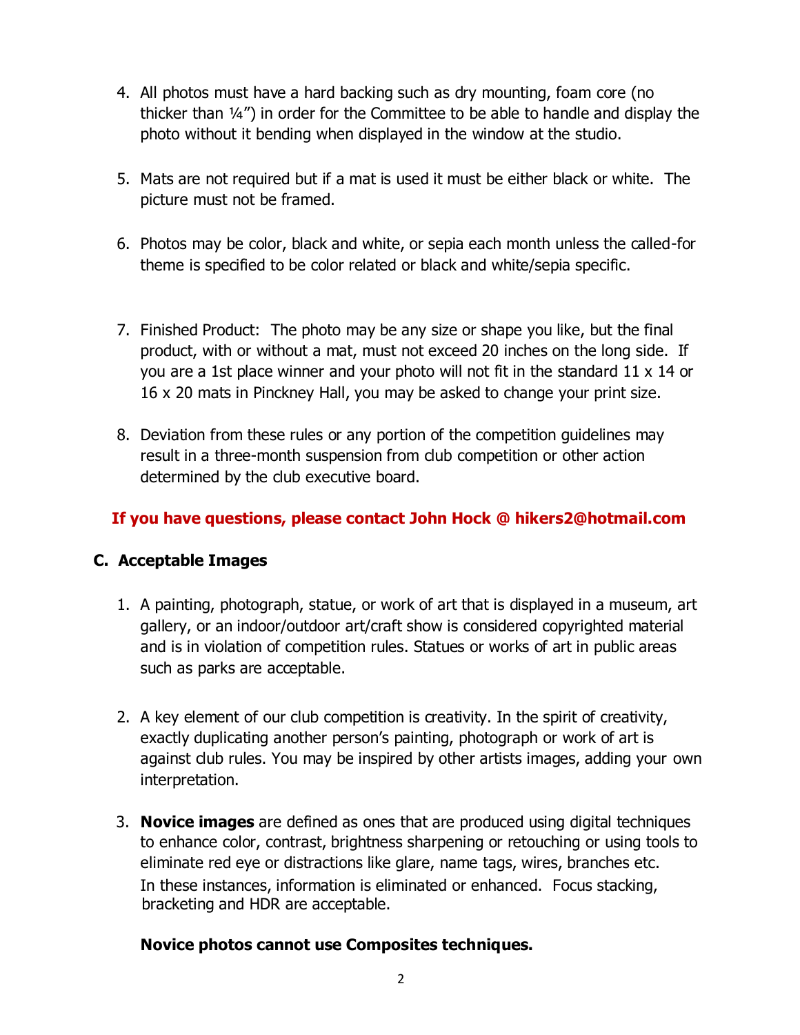4. All photos must have a hard backing such as dry mounting, foam core (no thicker than ¼") in order for the Committee to be able to handle and display the photo without it bending when displayed in the window at the studio.

5. Mats are not required but if a mat is used it must be either black or white. The picture must not be framed.

6. Photos may be color, black and white, or sepia each month unless the called-for theme is specified to be color related or black and white/sepia specific.

7. Finished Product: The photo may be any size or shape you like, but the final product, with or without a mat, must not exceed 20 inches on the long side. If you are a 1st place winner and your photo will not fit in the standard 11 x 14 or 16 x 20 mats in Pinckney Hall, you may be asked to change your print size.

8. Deviation from these rules or any portion of the competition guidelines may result in a three-month suspension from club competition or other action determined by the club executive board.

**If you have questions, please contact John Hock @ hikers2@hotmail.com**

## C. Acceptable Images

1. A painting, photograph, statue, or work of art that is displayed in a museum, art gallery, or an indoor/outdoor art/craft show is considered copyrighted material and is in violation of competition rules. Statues or works of art in public areas such as parks are acceptable.

2. A key element of our club competition is creativity. In the spirit of creativity, exactly duplicating another person's painting, photograph or work of art is against club rules. You may be inspired by other artists images, adding your own interpretation.

3. **Novice images** are defined as ones that are produced using digital techniques to enhance color, contrast, brightness sharpening or retouching or using tools to eliminate red eye or distractions like glare, name tags, wires, branches etc. In these instances, information is eliminated or enhanced. Focus stacking, bracketing and HDR are acceptable.

   **Novice photos cannot use Composites techniques.**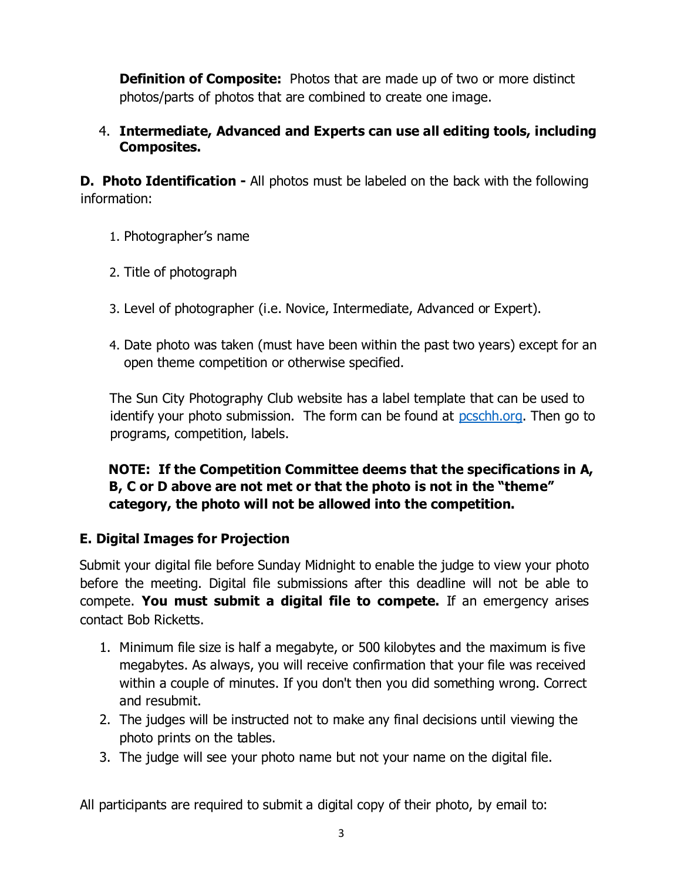**Definition of Composite:** Photos that are made up of two or more distinct photos/parts of photos that are combined to create one image.

4. **Intermediate, Advanced and Experts can use all editing tools, including Composites.**

**D. Photo Identification -** All photos must be labeled on the back with the following information:

1. Photographer's name
2. Title of photograph
3. Level of photographer (i.e. Novice, Intermediate, Advanced or Expert).
4. Date photo was taken (must have been within the past two years) except for an open theme competition or otherwise specified.

The Sun City Photography Club website has a label template that can be used to identify your photo submission. The form can be found at pcschh.org. Then go to programs, competition, labels.

**NOTE: If the Competition Committee deems that the specifications in A, B, C or D above are not met or that the photo is not in the "theme" category, the photo will not be allowed into the competition.**

**E. Digital Images for Projection**

Submit your digital file before Sunday Midnight to enable the judge to view your photo before the meeting. Digital file submissions after this deadline will not be able to compete. **You must submit a digital file to compete.** If an emergency arises contact Bob Ricketts.

1. Minimum file size is half a megabyte, or 500 kilobytes and the maximum is five megabytes. As always, you will receive confirmation that your file was received within a couple of minutes. If you don't then you did something wrong. Correct and resubmit.
2. The judges will be instructed not to make any final decisions until viewing the photo prints on the tables.
3. The judge will see your photo name but not your name on the digital file.

All participants are required to submit a digital copy of their photo, by email to: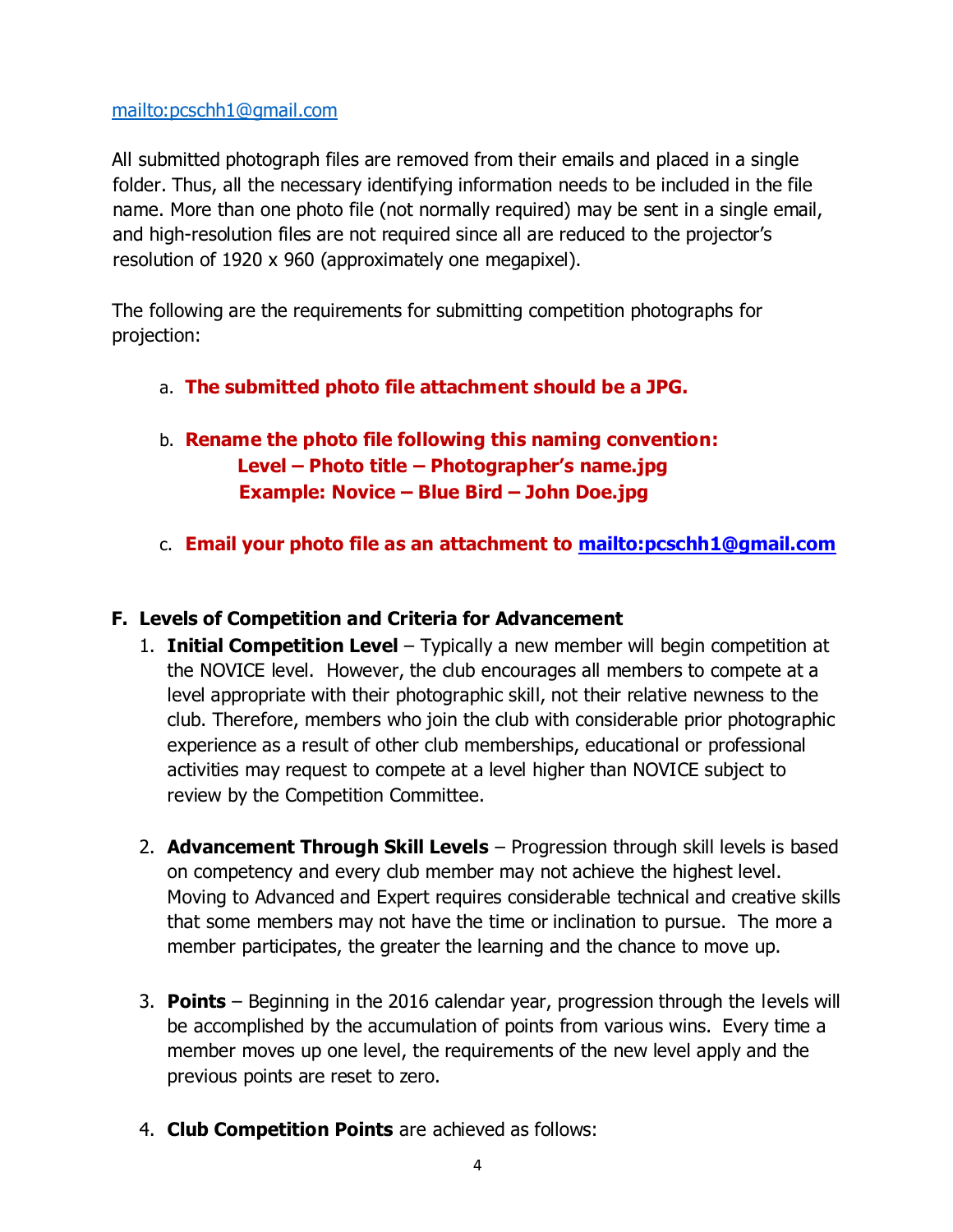mailto:pcschh1@gmail.com

All submitted photograph files are removed from their emails and placed in a single folder. Thus, all the necessary identifying information needs to be included in the file name. More than one photo file (not normally required) may be sent in a single email, and high-resolution files are not required since all are reduced to the projector's resolution of 1920 x 960 (approximately one megapixel).

The following are the requirements for submitting competition photographs for projection:

a. **The submitted photo file attachment should be a JPG.**

b. **Rename the photo file following this naming convention:**
   **Level – Photo title – Photographer's name.jpg**
   **Example: Novice – Blue Bird – John Doe.jpg**

c. **Email your photo file as an attachment to mailto:pcschh1@gmail.com**

## F. Levels of Competition and Criteria for Advancement

1. **Initial Competition Level** – Typically a new member will begin competition at the NOVICE level. However, the club encourages all members to compete at a level appropriate with their photographic skill, not their relative newness to the club. Therefore, members who join the club with considerable prior photographic experience as a result of other club memberships, educational or professional activities may request to compete at a level higher than NOVICE subject to review by the Competition Committee.

2. **Advancement Through Skill Levels** – Progression through skill levels is based on competency and every club member may not achieve the highest level. Moving to Advanced and Expert requires considerable technical and creative skills that some members may not have the time or inclination to pursue. The more a member participates, the greater the learning and the chance to move up.

3. **Points** – Beginning in the 2016 calendar year, progression through the levels will be accomplished by the accumulation of points from various wins. Every time a member moves up one level, the requirements of the new level apply and the previous points are reset to zero.

4. **Club Competition Points** are achieved as follows: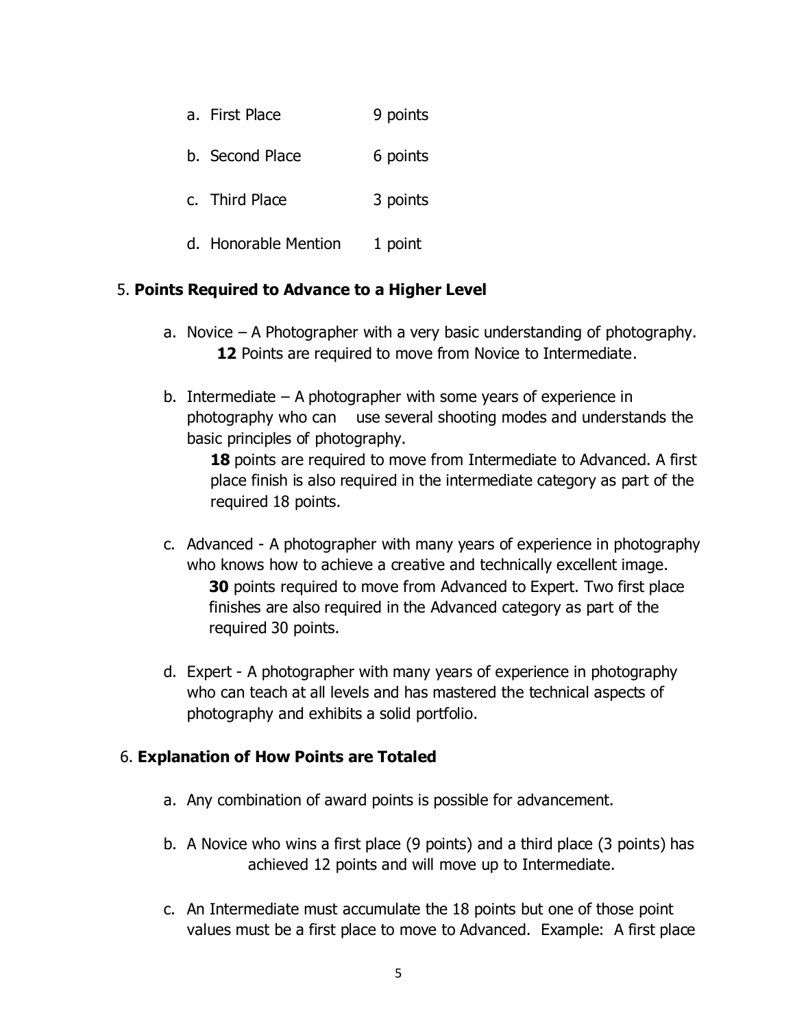a. First Place 9 points

b. Second Place 6 points

c. Third Place 3 points

d. Honorable Mention 1 point

5. **Points Required to Advance to a Higher Level**

   a. Novice – A Photographer with a very basic understanding of photography. **12** Points are required to move from Novice to Intermediate.

   b. Intermediate – A photographer with some years of experience in photography who can use several shooting modes and understands the basic principles of photography.
      **18** points are required to move from Intermediate to Advanced. A first place finish is also required in the intermediate category as part of the required 18 points.

   c. Advanced - A photographer with many years of experience in photography who knows how to achieve a creative and technically excellent image.
      **30** points required to move from Advanced to Expert. Two first place finishes are also required in the Advanced category as part of the required 30 points.

   d. Expert - A photographer with many years of experience in photography who can teach at all levels and has mastered the technical aspects of photography and exhibits a solid portfolio.

6. **Explanation of How Points are Totaled**

   a. Any combination of award points is possible for advancement.

   b. A Novice who wins a first place (9 points) and a third place (3 points) has achieved 12 points and will move up to Intermediate.

   c. An Intermediate must accumulate the 18 points but one of those point values must be a first place to move to Advanced. Example: A first place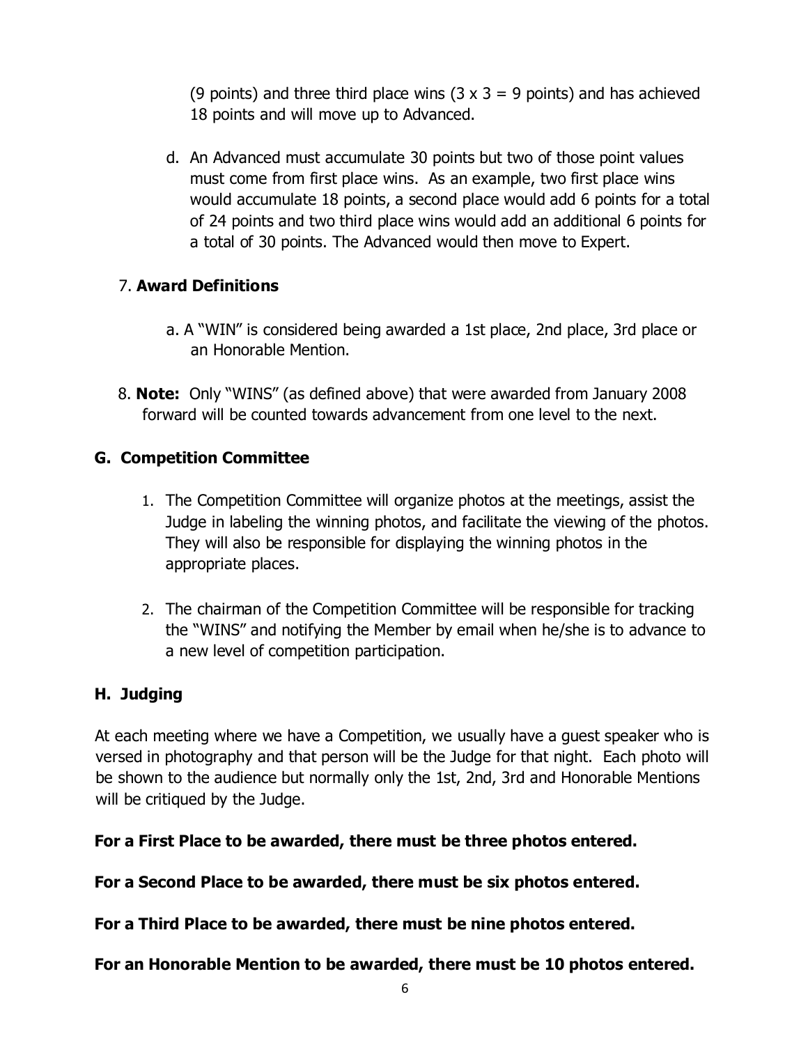(9 points) and three third place wins ($3 \times 3 = 9$ points) and has achieved 18 points and will move up to Advanced.

d. An Advanced must accumulate 30 points but two of those point values must come from first place wins. As an example, two first place wins would accumulate 18 points, a second place would add 6 points for a total of 24 points and two third place wins would add an additional 6 points for a total of 30 points. The Advanced would then move to Expert.

7. **Award Definitions**

   a. A "WIN" is considered being awarded a 1st place, 2nd place, 3rd place or an Honorable Mention.

8. **Note:** Only "WINS" (as defined above) that were awarded from January 2008 forward will be counted towards advancement from one level to the next.

## G. Competition Committee

1. The Competition Committee will organize photos at the meetings, assist the Judge in labeling the winning photos, and facilitate the viewing of the photos. They will also be responsible for displaying the winning photos in the appropriate places.
2. The chairman of the Competition Committee will be responsible for tracking the "WINS" and notifying the Member by email when he/she is to advance to a new level of competition participation.

## H. Judging

At each meeting where we have a Competition, we usually have a guest speaker who is versed in photography and that person will be the Judge for that night. Each photo will be shown to the audience but normally only the 1st, 2nd, 3rd and Honorable Mentions will be critiqued by the Judge.

**For a First Place to be awarded, there must be three photos entered.**

**For a Second Place to be awarded, there must be six photos entered.**

**For a Third Place to be awarded, there must be nine photos entered.**

**For an Honorable Mention to be awarded, there must be 10 photos entered.**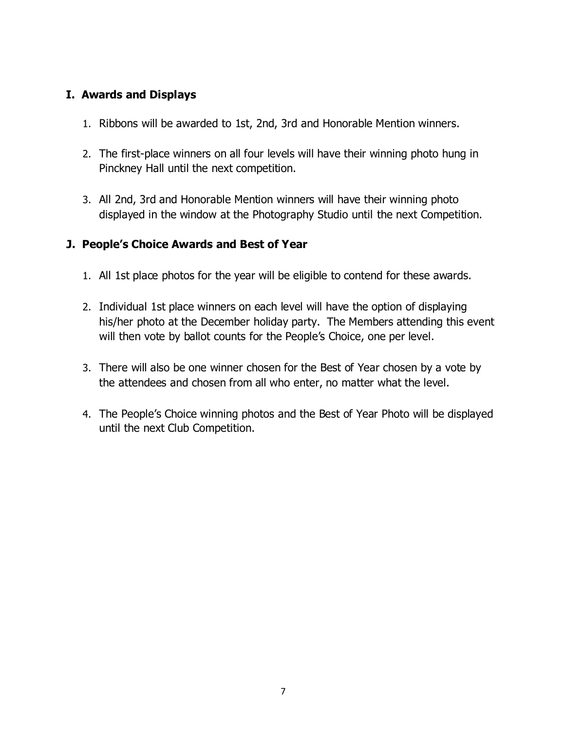### I. Awards and Displays

1. Ribbons will be awarded to 1st, 2nd, 3rd and Honorable Mention winners.

2. The first-place winners on all four levels will have their winning photo hung in Pinckney Hall until the next competition.

3. All 2nd, 3rd and Honorable Mention winners will have their winning photo displayed in the window at the Photography Studio until the next Competition.

### J. People's Choice Awards and Best of Year

1. All 1st place photos for the year will be eligible to contend for these awards.

2. Individual 1st place winners on each level will have the option of displaying his/her photo at the December holiday party. The Members attending this event will then vote by ballot counts for the People's Choice, one per level.

3. There will also be one winner chosen for the Best of Year chosen by a vote by the attendees and chosen from all who enter, no matter what the level.

4. The People's Choice winning photos and the Best of Year Photo will be displayed until the next Club Competition.